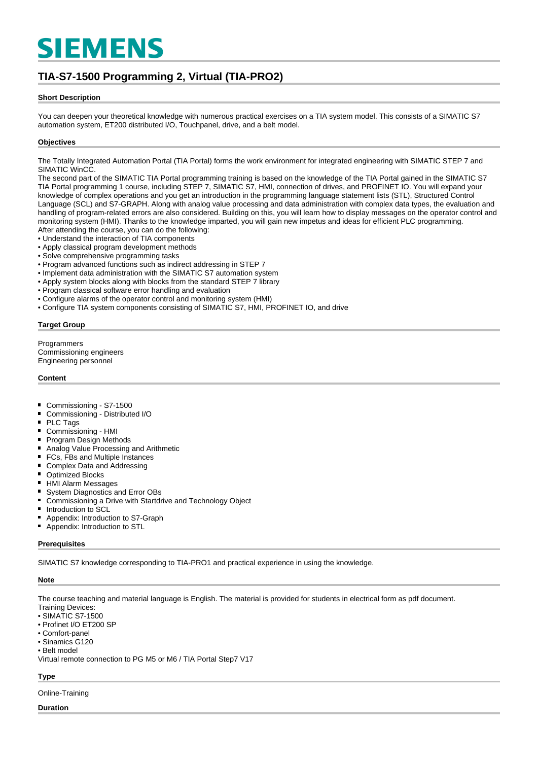# SIEMENS

## TIA-S7-1500 Programming 2, Virtual (TIA-PRO2)

### Short Description

You can deepen your theoretical knowledge with numerous practical exercises on a TIA system model. This consists of a SIMATIC S7 automation system, ET200 distributed I/O, Touchpanel, drive, and a belt model.

### Objectives

The Totally Integrated Automation Portal (TIA Portal) forms the work environment for integrated engineering with SIMATIC STEP 7 and SIMATIC WinCC.
The second part of the SIMATIC TIA Portal programming training is based on the knowledge of the TIA Portal gained in the SIMATIC S7 TIA Portal programming 1 course, including STEP 7, SIMATIC S7, HMI, connection of drives, and PROFINET IO. You will expand your knowledge of complex operations and you get an introduction in the programming language statement lists (STL), Structured Control Language (SCL) and S7-GRAPH. Along with analog value processing and data administration with complex data types, the evaluation and handling of program-related errors are also considered. Building on this, you will learn how to display messages on the operator control and monitoring system (HMI). Thanks to the knowledge imparted, you will gain new impetus and ideas for efficient PLC programming.
After attending the course, you can do the following:
• Understand the interaction of TIA components
• Apply classical program development methods
• Solve comprehensive programming tasks
• Program advanced functions such as indirect addressing in STEP 7
• Implement data administration with the SIMATIC S7 automation system
• Apply system blocks along with blocks from the standard STEP 7 library
• Program classical software error handling and evaluation
• Configure alarms of the operator control and monitoring system (HMI)
• Configure TIA system components consisting of SIMATIC S7, HMI, PROFINET IO, and drive

### Target Group

Programmers
Commissioning engineers
Engineering personnel

### Content

- Commissioning - S7-1500
- Commissioning - Distributed I/O
- PLC Tags
- Commissioning - HMI
- Program Design Methods
- Analog Value Processing and Arithmetic
- FCs, FBs and Multiple Instances
- Complex Data and Addressing
- Optimized Blocks
- HMI Alarm Messages
- System Diagnostics and Error OBs
- Commissioning a Drive with Startdrive and Technology Object
- Introduction to SCL
- Appendix: Introduction to S7-Graph
- Appendix: Introduction to STL

### Prerequisites

SIMATIC S7 knowledge corresponding to TIA-PRO1 and practical experience in using the knowledge.

### Note

The course teaching and material language is English. The material is provided for students in electrical form as pdf document.
Training Devices:
• SIMATIC S7-1500
• Profinet I/O ET200 SP
• Comfort-panel
• Sinamics G120
• Belt model
Virtual remote connection to PG M5 or M6 / TIA Portal Step7 V17

### Type

Online-Training

### Duration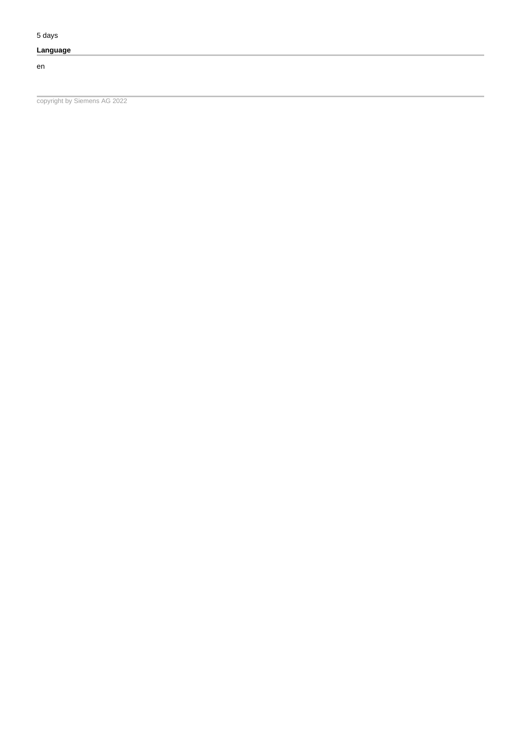5 days

**Language**

en

copyright by Siemens AG 2022